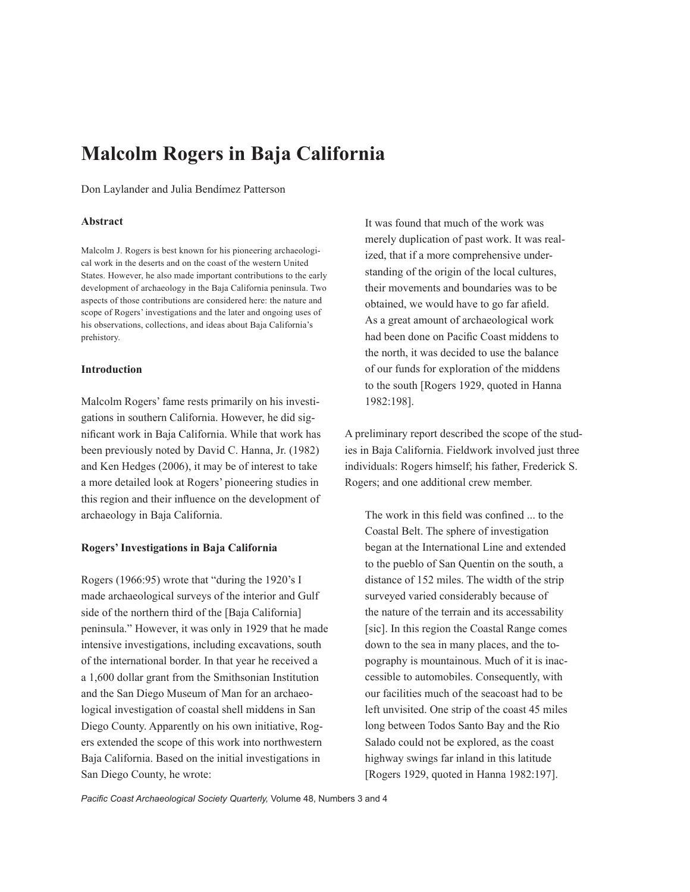# Malcolm Rogers in Baja California

Don Laylander and Julia Bendímez Patterson

### Abstract

Malcolm J. Rogers is best known for his pioneering archaeological work in the deserts and on the coast of the western United States. However, he also made important contributions to the early development of archaeology in the Baja California peninsula. Two aspects of those contributions are considered here: the nature and scope of Rogers' investigations and the later and ongoing uses of his observations, collections, and ideas about Baja California's prehistory.

### Introduction

Malcolm Rogers' fame rests primarily on his investigations in southern California. However, he did significant work in Baja California. While that work has been previously noted by David C. Hanna, Jr. (1982) and Ken Hedges (2006), it may be of interest to take a more detailed look at Rogers' pioneering studies in this region and their influence on the development of archaeology in Baja California.

### Rogers' Investigations in Baja California

Rogers (1966:95) wrote that "during the 1920's I made archaeological surveys of the interior and Gulf side of the northern third of the [Baja California] peninsula." However, it was only in 1929 that he made intensive investigations, including excavations, south of the international border. In that year he received a a 1,600 dollar grant from the Smithsonian Institution and the San Diego Museum of Man for an archaeological investigation of coastal shell middens in San Diego County. Apparently on his own initiative, Rogers extended the scope of this work into northwestern Baja California. Based on the initial investigations in San Diego County, he wrote:

> It was found that much of the work was merely duplication of past work. It was realized, that if a more comprehensive understanding of the origin of the local cultures, their movements and boundaries was to be obtained, we would have to go far afield. As a great amount of archaeological work had been done on Pacific Coast middens to the north, it was decided to use the balance of our funds for exploration of the middens to the south [Rogers 1929, quoted in Hanna 1982:198].

A preliminary report described the scope of the studies in Baja California. Fieldwork involved just three individuals: Rogers himself; his father, Frederick S. Rogers; and one additional crew member.

> The work in this field was confined ... to the Coastal Belt. The sphere of investigation began at the International Line and extended to the pueblo of San Quentin on the south, a distance of 152 miles. The width of the strip surveyed varied considerably because of the nature of the terrain and its accessability [sic]. In this region the Coastal Range comes down to the sea in many places, and the topography is mountainous. Much of it is inaccessible to automobiles. Consequently, with our facilities much of the seacoast had to be left unvisited. One strip of the coast 45 miles long between Todos Santo Bay and the Rio Salado could not be explored, as the coast highway swings far inland in this latitude [Rogers 1929, quoted in Hanna 1982:197].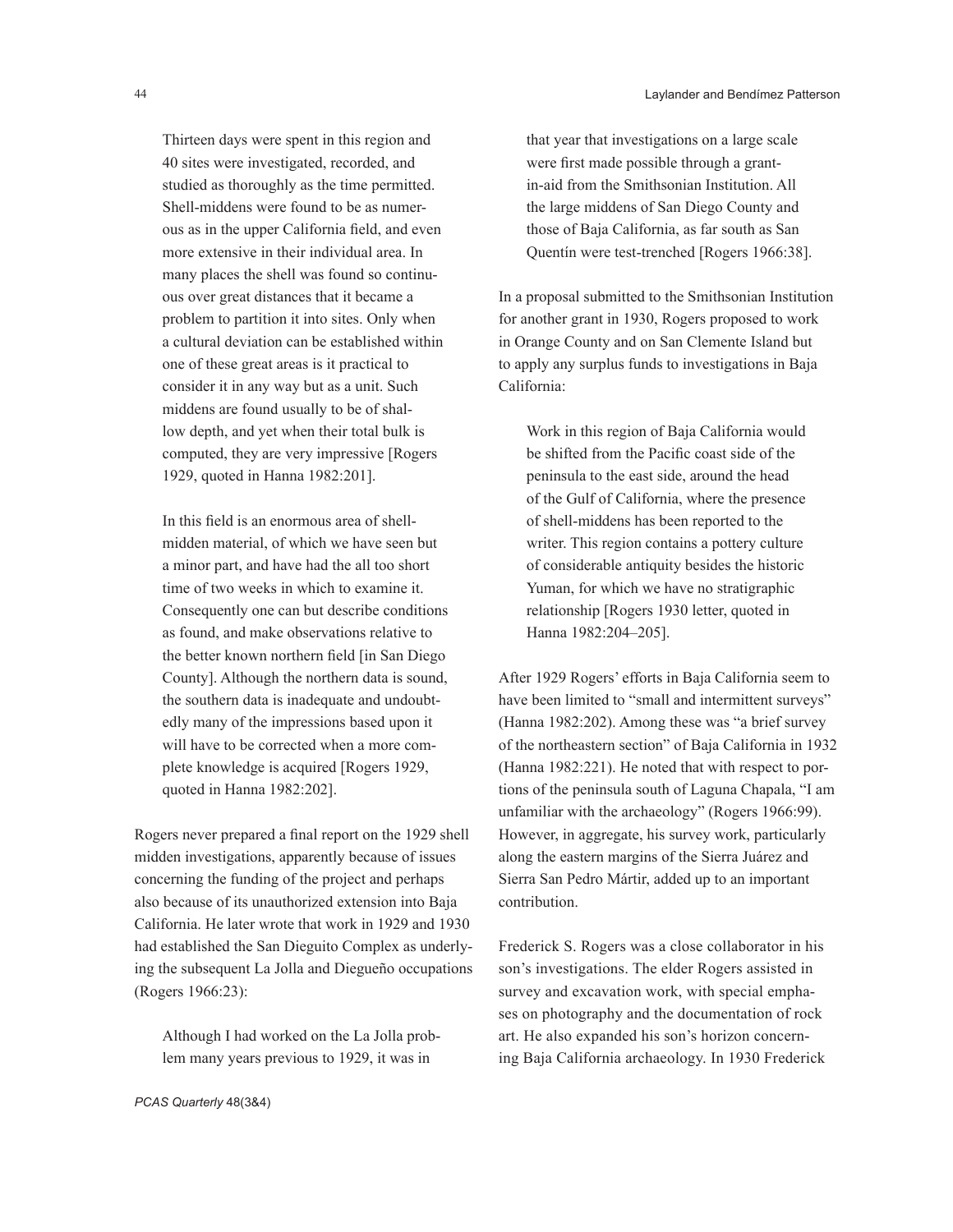> Thirteen days were spent in this region and 40 sites were investigated, recorded, and studied as thoroughly as the time permitted. Shell-middens were found to be as numerous as in the upper California field, and even more extensive in their individual area. In many places the shell was found so continuous over great distances that it became a problem to partition it into sites. Only when a cultural deviation can be established within one of these great areas is it practical to consider it in any way but as a unit. Such middens are found usually to be of shallow depth, and yet when their total bulk is computed, they are very impressive [Rogers 1929, quoted in Hanna 1982:201].

> In this field is an enormous area of shell-midden material, of which we have seen but a minor part, and have had the all too short time of two weeks in which to examine it. Consequently one can but describe conditions as found, and make observations relative to the better known northern field [in San Diego County]. Although the northern data is sound, the southern data is inadequate and undoubtedly many of the impressions based upon it will have to be corrected when a more complete knowledge is acquired [Rogers 1929, quoted in Hanna 1982:202].

Rogers never prepared a final report on the 1929 shell midden investigations, apparently because of issues concerning the funding of the project and perhaps also because of its unauthorized extension into Baja California. He later wrote that work in 1929 and 1930 had established the San Dieguito Complex as underlying the subsequent La Jolla and Diegueño occupations (Rogers 1966:23):

> Although I had worked on the La Jolla problem many years previous to 1929, it was in that year that investigations on a large scale were first made possible through a grant-in-aid from the Smithsonian Institution. All the large middens of San Diego County and those of Baja California, as far south as San Quentín were test-trenched [Rogers 1966:38].

In a proposal submitted to the Smithsonian Institution for another grant in 1930, Rogers proposed to work in Orange County and on San Clemente Island but to apply any surplus funds to investigations in Baja California:

> Work in this region of Baja California would be shifted from the Pacific coast side of the peninsula to the east side, around the head of the Gulf of California, where the presence of shell-middens has been reported to the writer. This region contains a pottery culture of considerable antiquity besides the historic Yuman, for which we have no stratigraphic relationship [Rogers 1930 letter, quoted in Hanna 1982:204–205].

After 1929 Rogers' efforts in Baja California seem to have been limited to "small and intermittent surveys" (Hanna 1982:202). Among these was "a brief survey of the northeastern section" of Baja California in 1932 (Hanna 1982:221). He noted that with respect to portions of the peninsula south of Laguna Chapala, "I am unfamiliar with the archaeology" (Rogers 1966:99). However, in aggregate, his survey work, particularly along the eastern margins of the Sierra Juárez and Sierra San Pedro Mártir, added up to an important contribution.

Frederick S. Rogers was a close collaborator in his son's investigations. The elder Rogers assisted in survey and excavation work, with special emphases on photography and the documentation of rock art. He also expanded his son's horizon concerning Baja California archaeology. In 1930 Frederick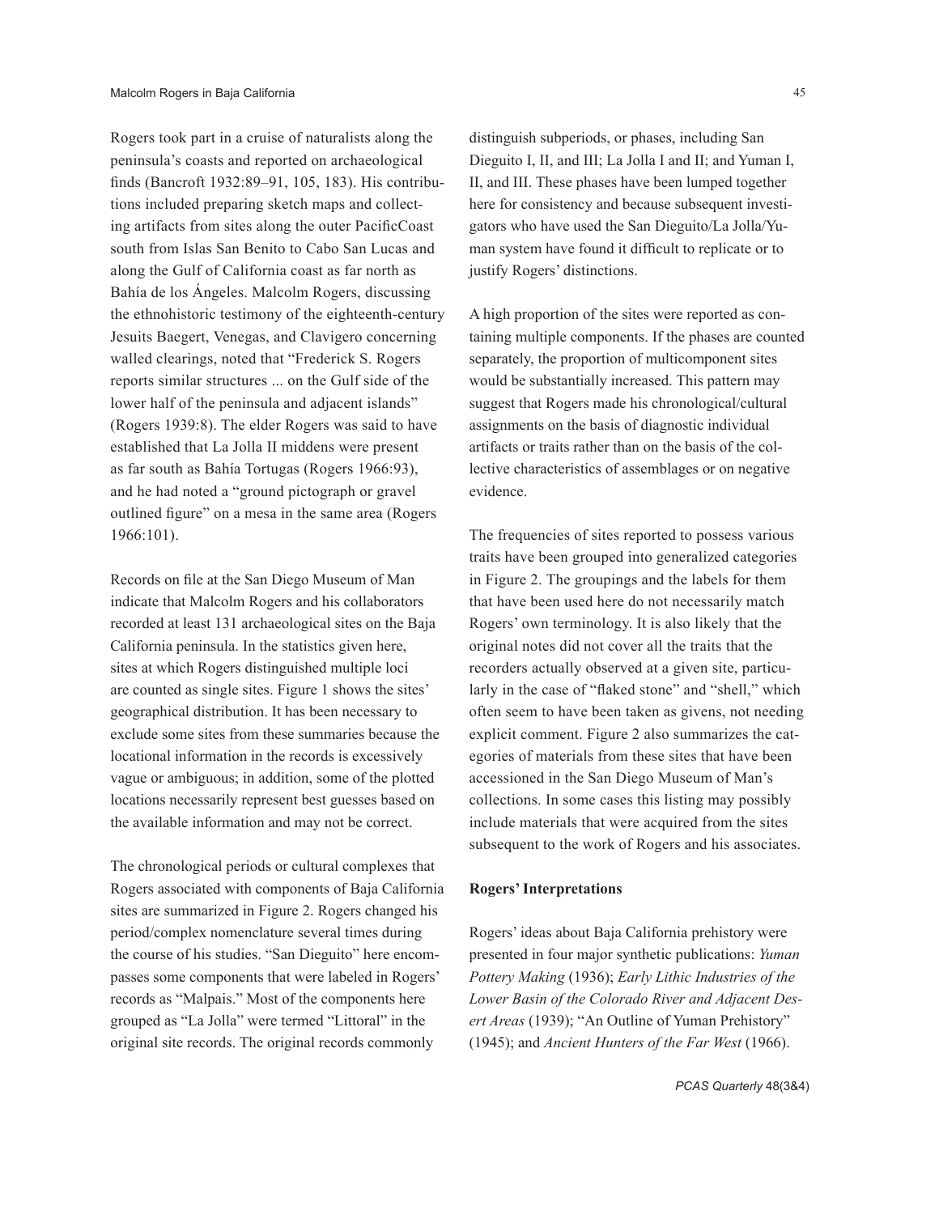Rogers took part in a cruise of naturalists along the peninsula's coasts and reported on archaeological finds (Bancroft 1932:89–91, 105, 183). His contributions included preparing sketch maps and collecting artifacts from sites along the outer PacificCoast south from Islas San Benito to Cabo San Lucas and along the Gulf of California coast as far north as Bahía de los Ángeles. Malcolm Rogers, discussing the ethnohistoric testimony of the eighteenth-century Jesuits Baegert, Venegas, and Clavigero concerning walled clearings, noted that "Frederick S. Rogers reports similar structures ... on the Gulf side of the lower half of the peninsula and adjacent islands" (Rogers 1939:8). The elder Rogers was said to have established that La Jolla II middens were present as far south as Bahía Tortugas (Rogers 1966:93), and he had noted a "ground pictograph or gravel outlined figure" on a mesa in the same area (Rogers 1966:101).

Records on file at the San Diego Museum of Man indicate that Malcolm Rogers and his collaborators recorded at least 131 archaeological sites on the Baja California peninsula. In the statistics given here, sites at which Rogers distinguished multiple loci are counted as single sites. Figure 1 shows the sites' geographical distribution. It has been necessary to exclude some sites from these summaries because the locational information in the records is excessively vague or ambiguous; in addition, some of the plotted locations necessarily represent best guesses based on the available information and may not be correct.

The chronological periods or cultural complexes that Rogers associated with components of Baja California sites are summarized in Figure 2. Rogers changed his period/complex nomenclature several times during the course of his studies. "San Dieguito" here encompasses some components that were labeled in Rogers' records as "Malpais." Most of the components here grouped as "La Jolla" were termed "Littoral" in the original site records. The original records commonly distinguish subperiods, or phases, including San Dieguito I, II, and III; La Jolla I and II; and Yuman I, II, and III. These phases have been lumped together here for consistency and because subsequent investigators who have used the San Dieguito/La Jolla/Yuman system have found it difficult to replicate or to justify Rogers' distinctions.

A high proportion of the sites were reported as containing multiple components. If the phases are counted separately, the proportion of multicomponent sites would be substantially increased. This pattern may suggest that Rogers made his chronological/cultural assignments on the basis of diagnostic individual artifacts or traits rather than on the basis of the collective characteristics of assemblages or on negative evidence.

The frequencies of sites reported to possess various traits have been grouped into generalized categories in Figure 2. The groupings and the labels for them that have been used here do not necessarily match Rogers' own terminology. It is also likely that the original notes did not cover all the traits that the recorders actually observed at a given site, particularly in the case of "flaked stone" and "shell," which often seem to have been taken as givens, not needing explicit comment. Figure 2 also summarizes the categories of materials from these sites that have been accessioned in the San Diego Museum of Man's collections. In some cases this listing may possibly include materials that were acquired from the sites subsequent to the work of Rogers and his associates.

**Rogers' Interpretations**

Rogers' ideas about Baja California prehistory were presented in four major synthetic publications: *Yuman Pottery Making* (1936); *Early Lithic Industries of the Lower Basin of the Colorado River and Adjacent Desert Areas* (1939); "An Outline of Yuman Prehistory" (1945); and *Ancient Hunters of the Far West* (1966).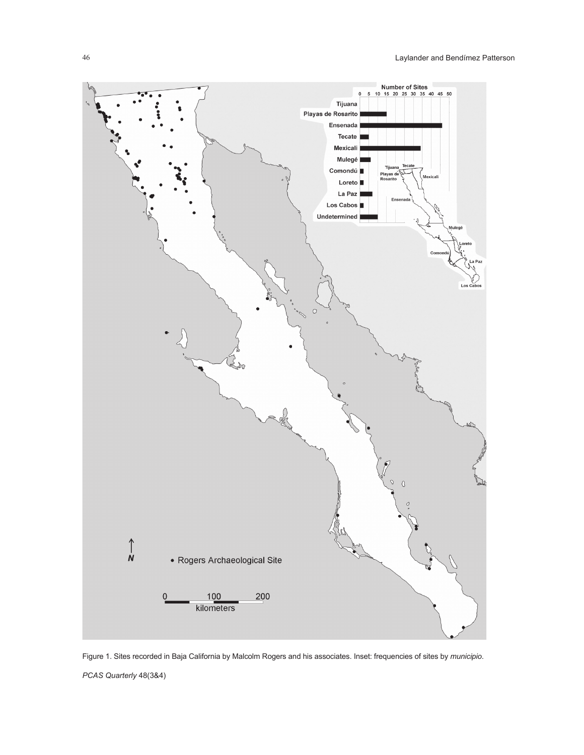Figure 1. Sites recorded in Baja California by Malcolm Rogers and his associates. Inset: frequencies of sites by *municipio*.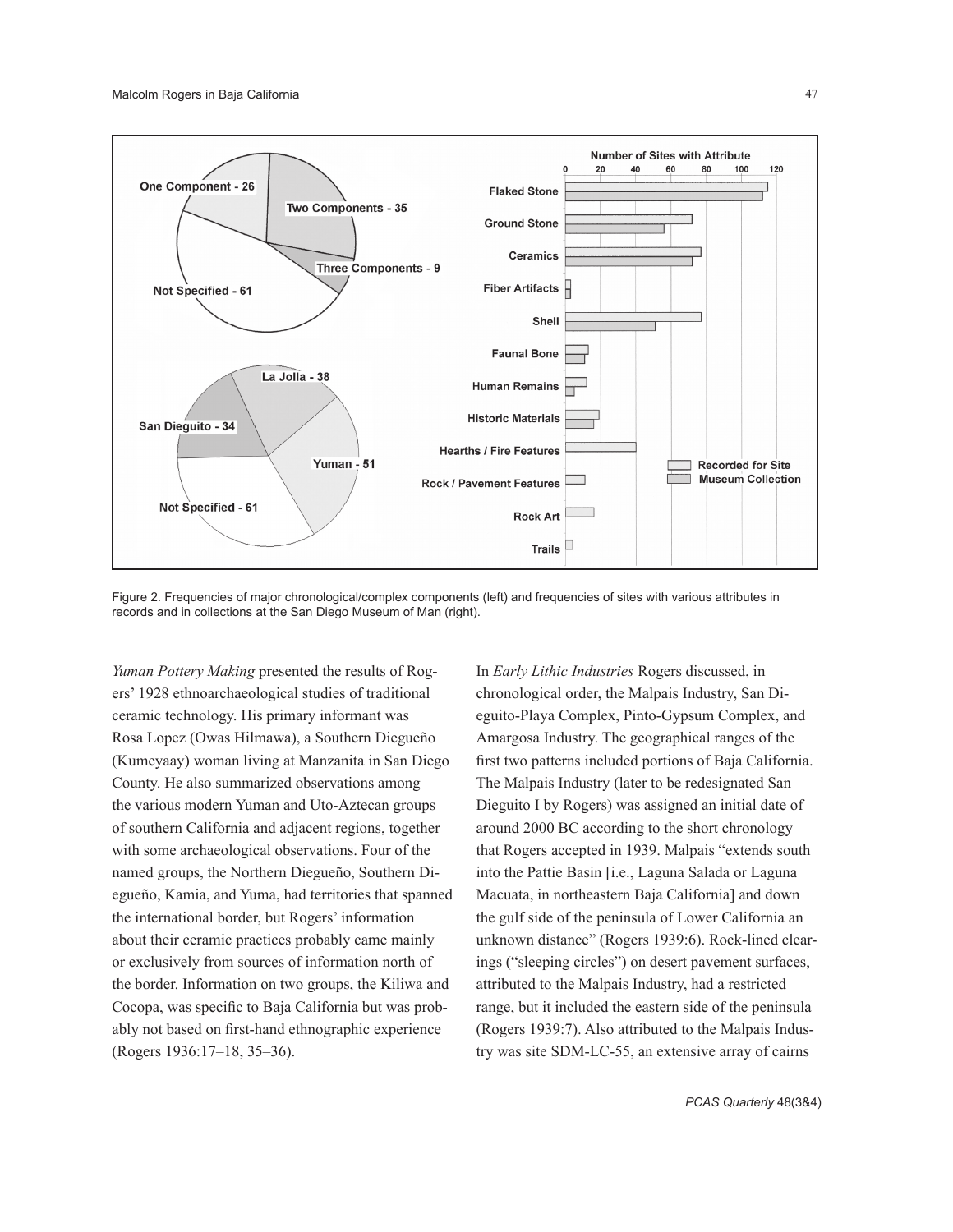Figure 2. Frequencies of major chronological/complex components (left) and frequencies of sites with various attributes in records and in collections at the San Diego Museum of Man (right).

*Yuman Pottery Making* presented the results of Rogers' 1928 ethnoarchaeological studies of traditional ceramic technology. His primary informant was Rosa Lopez (Owas Hilmawa), a Southern Diegueño (Kumeyaay) woman living at Manzanita in San Diego County. He also summarized observations among the various modern Yuman and Uto-Aztecan groups of southern California and adjacent regions, together with some archaeological observations. Four of the named groups, the Northern Diegueño, Southern Diegueño, Kamia, and Yuma, had territories that spanned the international border, but Rogers' information about their ceramic practices probably came mainly or exclusively from sources of information north of the border. Information on two groups, the Kiliwa and Cocopa, was specific to Baja California but was probably not based on first-hand ethnographic experience (Rogers 1936:17–18, 35–36).

In *Early Lithic Industries* Rogers discussed, in chronological order, the Malpais Industry, San Dieguito-Playa Complex, Pinto-Gypsum Complex, and Amargosa Industry. The geographical ranges of the first two patterns included portions of Baja California. The Malpais Industry (later to be redesignated San Dieguito I by Rogers) was assigned an initial date of around 2000 BC according to the short chronology that Rogers accepted in 1939. Malpais "extends south into the Pattie Basin [i.e., Laguna Salada or Laguna Macuata, in northeastern Baja California] and down the gulf side of the peninsula of Lower California an unknown distance" (Rogers 1939:6). Rock-lined clearings ("sleeping circles") on desert pavement surfaces, attributed to the Malpais Industry, had a restricted range, but it included the eastern side of the peninsula (Rogers 1939:7). Also attributed to the Malpais Industry was site SDM-LC-55, an extensive array of cairns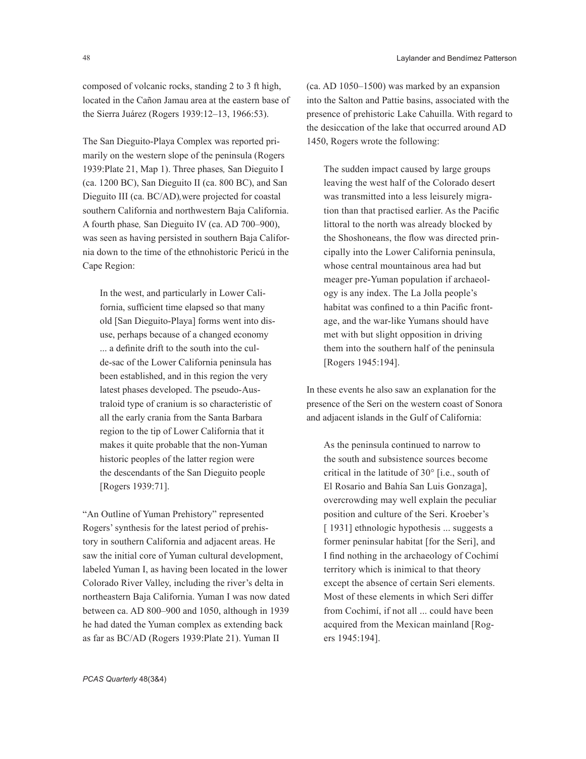composed of volcanic rocks, standing 2 to 3 ft high, located in the Cañon Jamau area at the eastern base of the Sierra Juárez (Rogers 1939:12–13, 1966:53).

The San Dieguito-Playa Complex was reported primarily on the western slope of the peninsula (Rogers 1939:Plate 21, Map 1). Three phases, San Dieguito I (ca. 1200 BC), San Dieguito II (ca. 800 BC), and San Dieguito III (ca. BC/AD), were projected for coastal southern California and northwestern Baja California. A fourth phase, San Dieguito IV (ca. AD 700–900), was seen as having persisted in southern Baja California down to the time of the ethnohistoric Pericú in the Cape Region:

> In the west, and particularly in Lower California, sufficient time elapsed so that many old [San Dieguito-Playa] forms went into disuse, perhaps because of a changed economy ... a definite drift to the south into the cul-de-sac of the Lower California peninsula has been established, and in this region the very latest phases developed. The pseudo-Australoid type of cranium is so characteristic of all the early crania from the Santa Barbara region to the tip of Lower California that it makes it quite probable that the non-Yuman historic peoples of the latter region were the descendants of the San Dieguito people [Rogers 1939:71].

"An Outline of Yuman Prehistory" represented Rogers' synthesis for the latest period of prehistory in southern California and adjacent areas. He saw the initial core of Yuman cultural development, labeled Yuman I, as having been located in the lower Colorado River Valley, including the river's delta in northeastern Baja California. Yuman I was now dated between ca. AD 800–900 and 1050, although in 1939 he had dated the Yuman complex as extending back as far as BC/AD (Rogers 1939:Plate 21). Yuman II (ca. AD 1050–1500) was marked by an expansion into the Salton and Pattie basins, associated with the presence of prehistoric Lake Cahuilla. With regard to the desiccation of the lake that occurred around AD 1450, Rogers wrote the following:

> The sudden impact caused by large groups leaving the west half of the Colorado desert was transmitted into a less leisurely migration than that practised earlier. As the Pacific littoral to the north was already blocked by the Shoshoneans, the flow was directed principally into the Lower California peninsula, whose central mountainous area had but meager pre-Yuman population if archaeology is any index. The La Jolla people's habitat was confined to a thin Pacific frontage, and the war-like Yumans should have met with but slight opposition in driving them into the southern half of the peninsula [Rogers 1945:194].

In these events he also saw an explanation for the presence of the Seri on the western coast of Sonora and adjacent islands in the Gulf of California:

> As the peninsula continued to narrow to the south and subsistence sources become critical in the latitude of 30° [i.e., south of El Rosario and Bahía San Luis Gonzaga], overcrowding may well explain the peculiar position and culture of the Seri. Kroeber's [ 1931] ethnologic hypothesis ... suggests a former peninsular habitat [for the Seri], and I find nothing in the archaeology of Cochimí territory which is inimical to that theory except the absence of certain Seri elements. Most of these elements in which Seri differ from Cochimí, if not all ... could have been acquired from the Mexican mainland [Rogers 1945:194].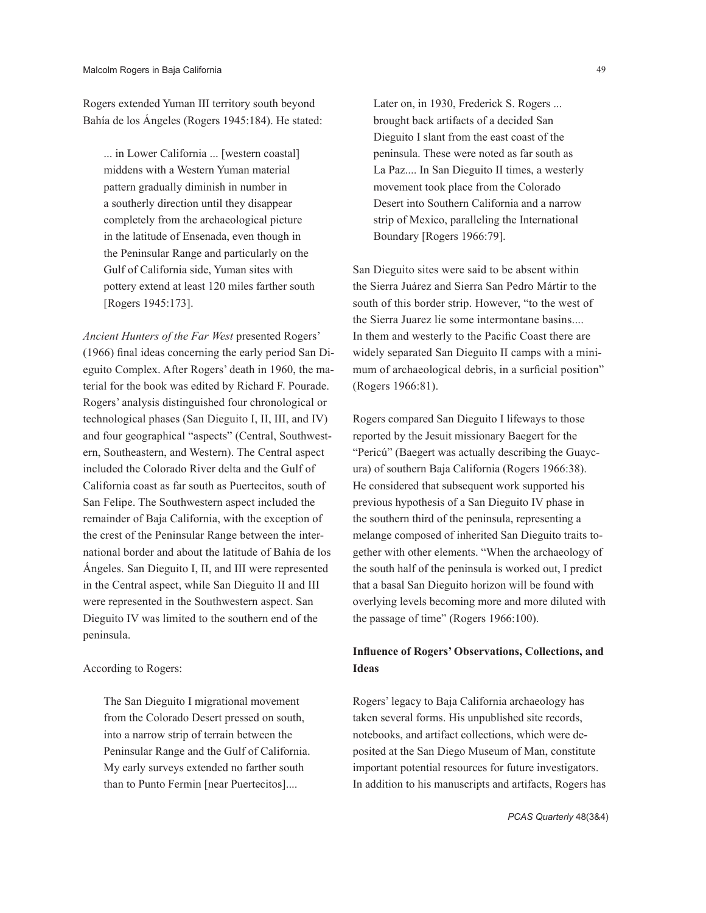Rogers extended Yuman III territory south beyond Bahía de los Ángeles (Rogers 1945:184). He stated:

> ... in Lower California ... [western coastal] middens with a Western Yuman material pattern gradually diminish in number in a southerly direction until they disappear completely from the archaeological picture in the latitude of Ensenada, even though in the Peninsular Range and particularly on the Gulf of California side, Yuman sites with pottery extend at least 120 miles farther south [Rogers 1945:173].

*Ancient Hunters of the Far West* presented Rogers' (1966) final ideas concerning the early period San Dieguito Complex. After Rogers' death in 1960, the material for the book was edited by Richard F. Pourade. Rogers' analysis distinguished four chronological or technological phases (San Dieguito I, II, III, and IV) and four geographical "aspects" (Central, Southwestern, Southeastern, and Western). The Central aspect included the Colorado River delta and the Gulf of California coast as far south as Puertecitos, south of San Felipe. The Southwestern aspect included the remainder of Baja California, with the exception of the crest of the Peninsular Range between the international border and about the latitude of Bahía de los Ángeles. San Dieguito I, II, and III were represented in the Central aspect, while San Dieguito II and III were represented in the Southwestern aspect. San Dieguito IV was limited to the southern end of the peninsula.

According to Rogers:

> The San Dieguito I migrational movement from the Colorado Desert pressed on south, into a narrow strip of terrain between the Peninsular Range and the Gulf of California. My early surveys extended no farther south than to Punto Fermin [near Puertecitos]....
>
> Later on, in 1930, Frederick S. Rogers ... brought back artifacts of a decided San Dieguito I slant from the east coast of the peninsula. These were noted as far south as La Paz.... In San Dieguito II times, a westerly movement took place from the Colorado Desert into Southern California and a narrow strip of Mexico, paralleling the International Boundary [Rogers 1966:79].

San Dieguito sites were said to be absent within the Sierra Juárez and Sierra San Pedro Mártir to the south of this border strip. However, "to the west of the Sierra Juarez lie some intermontane basins.... In them and westerly to the Pacific Coast there are widely separated San Dieguito II camps with a minimum of archaeological debris, in a surficial position" (Rogers 1966:81).

Rogers compared San Dieguito I lifeways to those reported by the Jesuit missionary Baegert for the "Pericú" (Baegert was actually describing the Guaycura) of southern Baja California (Rogers 1966:38). He considered that subsequent work supported his previous hypothesis of a San Dieguito IV phase in the southern third of the peninsula, representing a melange composed of inherited San Dieguito traits together with other elements. "When the archaeology of the south half of the peninsula is worked out, I predict that a basal San Dieguito horizon will be found with overlying levels becoming more and more diluted with the passage of time" (Rogers 1966:100).

### Influence of Rogers' Observations, Collections, and Ideas

Rogers' legacy to Baja California archaeology has taken several forms. His unpublished site records, notebooks, and artifact collections, which were deposited at the San Diego Museum of Man, constitute important potential resources for future investigators. In addition to his manuscripts and artifacts, Rogers has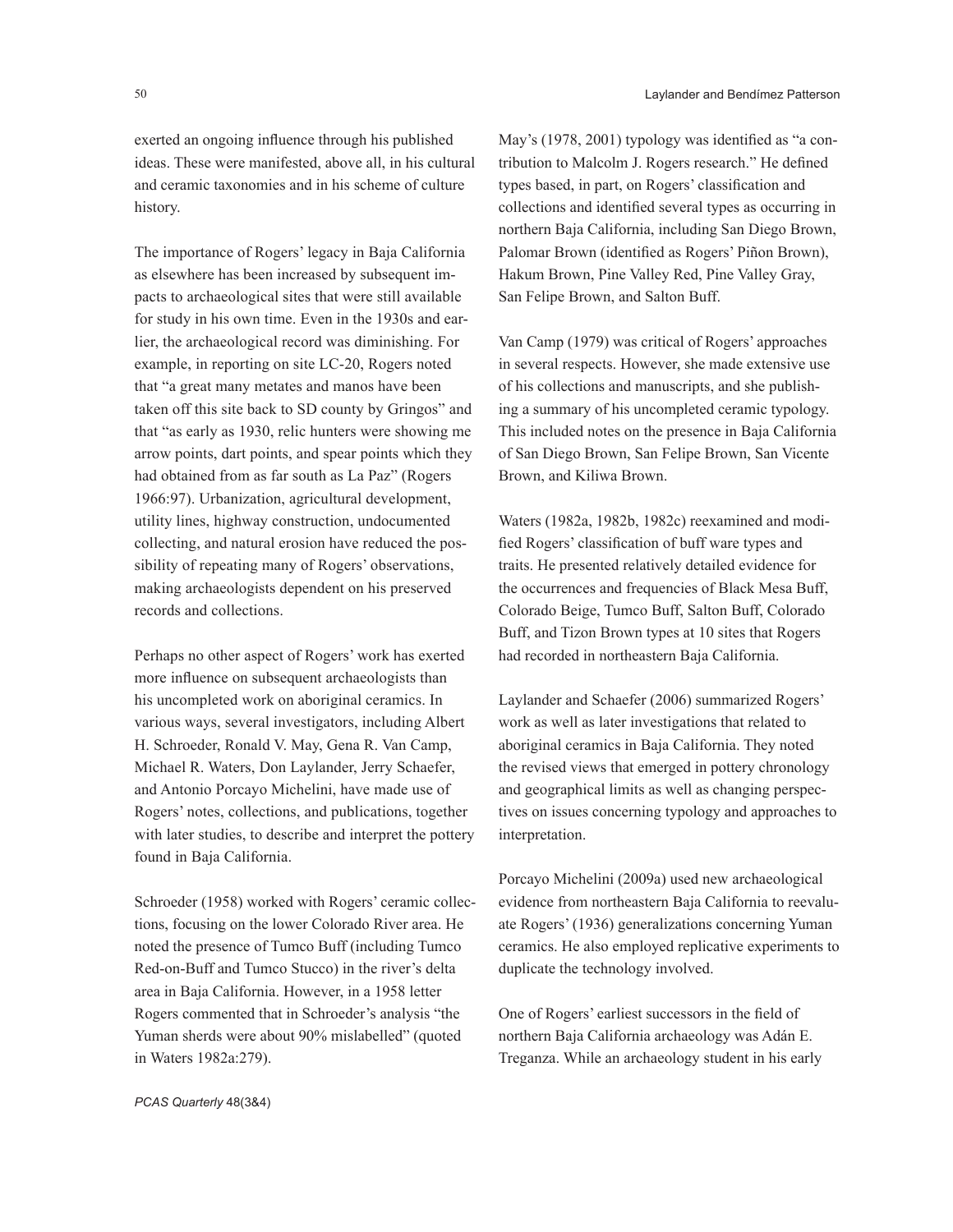exerted an ongoing influence through his published ideas. These were manifested, above all, in his cultural and ceramic taxonomies and in his scheme of culture history.

The importance of Rogers' legacy in Baja California as elsewhere has been increased by subsequent impacts to archaeological sites that were still available for study in his own time. Even in the 1930s and earlier, the archaeological record was diminishing. For example, in reporting on site LC-20, Rogers noted that "a great many metates and manos have been taken off this site back to SD county by Gringos" and that "as early as 1930, relic hunters were showing me arrow points, dart points, and spear points which they had obtained from as far south as La Paz" (Rogers 1966:97). Urbanization, agricultural development, utility lines, highway construction, undocumented collecting, and natural erosion have reduced the possibility of repeating many of Rogers' observations, making archaeologists dependent on his preserved records and collections.

Perhaps no other aspect of Rogers' work has exerted more influence on subsequent archaeologists than his uncompleted work on aboriginal ceramics. In various ways, several investigators, including Albert H. Schroeder, Ronald V. May, Gena R. Van Camp, Michael R. Waters, Don Laylander, Jerry Schaefer, and Antonio Porcayo Michelini, have made use of Rogers' notes, collections, and publications, together with later studies, to describe and interpret the pottery found in Baja California.

Schroeder (1958) worked with Rogers' ceramic collections, focusing on the lower Colorado River area. He noted the presence of Tumco Buff (including Tumco Red-on-Buff and Tumco Stucco) in the river's delta area in Baja California. However, in a 1958 letter Rogers commented that in Schroeder's analysis "the Yuman sherds were about 90% mislabelled" (quoted in Waters 1982a:279).

May's (1978, 2001) typology was identified as "a contribution to Malcolm J. Rogers research." He defined types based, in part, on Rogers' classification and collections and identified several types as occurring in northern Baja California, including San Diego Brown, Palomar Brown (identified as Rogers' Piñon Brown), Hakum Brown, Pine Valley Red, Pine Valley Gray, San Felipe Brown, and Salton Buff.

Van Camp (1979) was critical of Rogers' approaches in several respects. However, she made extensive use of his collections and manuscripts, and she publishing a summary of his uncompleted ceramic typology. This included notes on the presence in Baja California of San Diego Brown, San Felipe Brown, San Vicente Brown, and Kiliwa Brown.

Waters (1982a, 1982b, 1982c) reexamined and modified Rogers' classification of buff ware types and traits. He presented relatively detailed evidence for the occurrences and frequencies of Black Mesa Buff, Colorado Beige, Tumco Buff, Salton Buff, Colorado Buff, and Tizon Brown types at 10 sites that Rogers had recorded in northeastern Baja California.

Laylander and Schaefer (2006) summarized Rogers' work as well as later investigations that related to aboriginal ceramics in Baja California. They noted the revised views that emerged in pottery chronology and geographical limits as well as changing perspectives on issues concerning typology and approaches to interpretation.

Porcayo Michelini (2009a) used new archaeological evidence from northeastern Baja California to reevaluate Rogers' (1936) generalizations concerning Yuman ceramics. He also employed replicative experiments to duplicate the technology involved.

One of Rogers' earliest successors in the field of northern Baja California archaeology was Adán E. Treganza. While an archaeology student in his early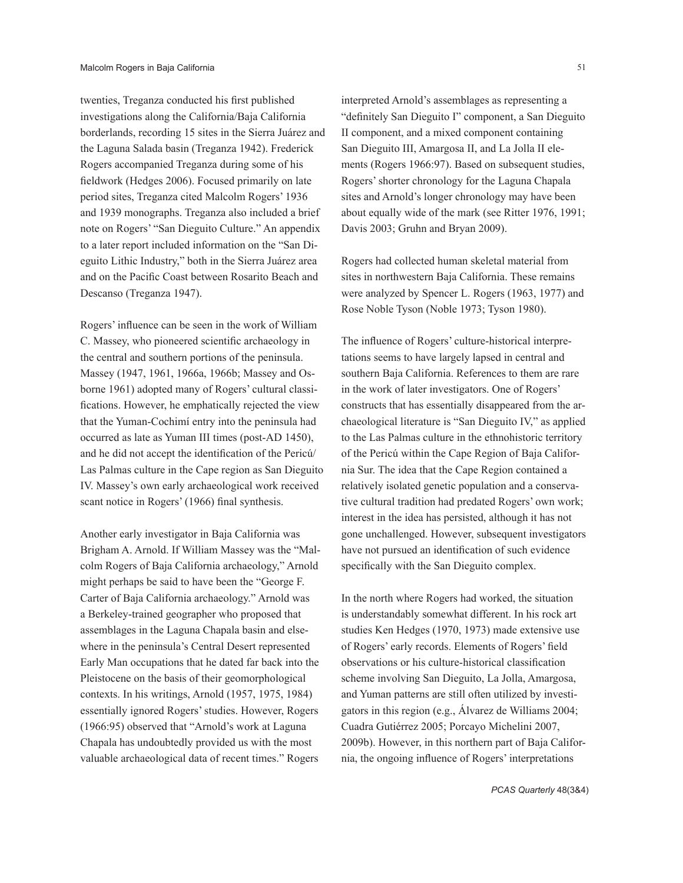twenties, Treganza conducted his first published investigations along the California/Baja California borderlands, recording 15 sites in the Sierra Juárez and the Laguna Salada basin (Treganza 1942). Frederick Rogers accompanied Treganza during some of his fieldwork (Hedges 2006). Focused primarily on late period sites, Treganza cited Malcolm Rogers' 1936 and 1939 monographs. Treganza also included a brief note on Rogers' "San Dieguito Culture." An appendix to a later report included information on the "San Dieguito Lithic Industry," both in the Sierra Juárez area and on the Pacific Coast between Rosarito Beach and Descanso (Treganza 1947).

Rogers' influence can be seen in the work of William C. Massey, who pioneered scientific archaeology in the central and southern portions of the peninsula. Massey (1947, 1961, 1966a, 1966b; Massey and Osborne 1961) adopted many of Rogers' cultural classifications. However, he emphatically rejected the view that the Yuman-Cochimí entry into the peninsula had occurred as late as Yuman III times (post-AD 1450), and he did not accept the identification of the Pericú/Las Palmas culture in the Cape region as San Dieguito IV. Massey's own early archaeological work received scant notice in Rogers' (1966) final synthesis.

Another early investigator in Baja California was Brigham A. Arnold. If William Massey was the "Malcolm Rogers of Baja California archaeology," Arnold might perhaps be said to have been the "George F. Carter of Baja California archaeology." Arnold was a Berkeley-trained geographer who proposed that assemblages in the Laguna Chapala basin and elsewhere in the peninsula's Central Desert represented Early Man occupations that he dated far back into the Pleistocene on the basis of their geomorphological contexts. In his writings, Arnold (1957, 1975, 1984) essentially ignored Rogers' studies. However, Rogers (1966:95) observed that "Arnold's work at Laguna Chapala has undoubtedly provided us with the most valuable archaeological data of recent times." Rogers interpreted Arnold's assemblages as representing a "definitely San Dieguito I" component, a San Dieguito II component, and a mixed component containing San Dieguito III, Amargosa II, and La Jolla II elements (Rogers 1966:97). Based on subsequent studies, Rogers' shorter chronology for the Laguna Chapala sites and Arnold's longer chronology may have been about equally wide of the mark (see Ritter 1976, 1991; Davis 2003; Gruhn and Bryan 2009).

Rogers had collected human skeletal material from sites in northwestern Baja California. These remains were analyzed by Spencer L. Rogers (1963, 1977) and Rose Noble Tyson (Noble 1973; Tyson 1980).

The influence of Rogers' culture-historical interpretations seems to have largely lapsed in central and southern Baja California. References to them are rare in the work of later investigators. One of Rogers' constructs that has essentially disappeared from the archaeological literature is "San Dieguito IV," as applied to the Las Palmas culture in the ethnohistoric territory of the Pericú within the Cape Region of Baja California Sur. The idea that the Cape Region contained a relatively isolated genetic population and a conservative cultural tradition had predated Rogers' own work; interest in the idea has persisted, although it has not gone unchallenged. However, subsequent investigators have not pursued an identification of such evidence specifically with the San Dieguito complex.

In the north where Rogers had worked, the situation is understandably somewhat different. In his rock art studies Ken Hedges (1970, 1973) made extensive use of Rogers' early records. Elements of Rogers' field observations or his culture-historical classification scheme involving San Dieguito, La Jolla, Amargosa, and Yuman patterns are still often utilized by investigators in this region (e.g., Álvarez de Williams 2004; Cuadra Gutiérrez 2005; Porcayo Michelini 2007, 2009b). However, in this northern part of Baja California, the ongoing influence of Rogers' interpretations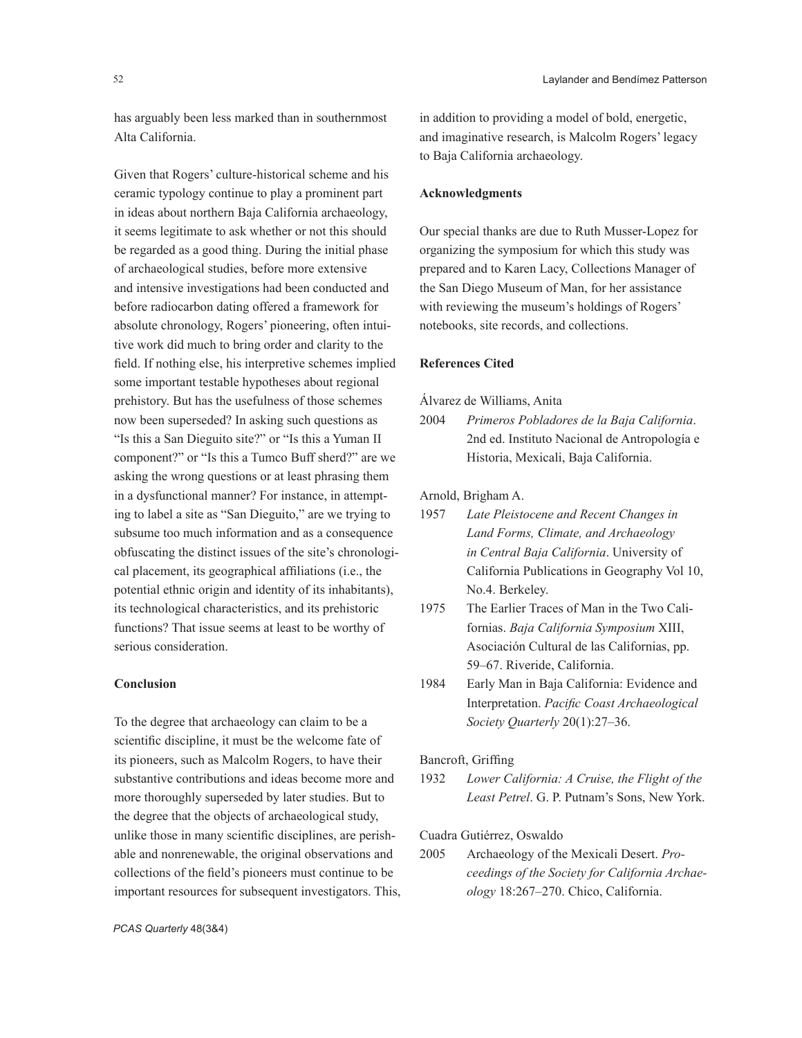has arguably been less marked than in southernmost Alta California.

Given that Rogers' culture-historical scheme and his ceramic typology continue to play a prominent part in ideas about northern Baja California archaeology, it seems legitimate to ask whether or not this should be regarded as a good thing. During the initial phase of archaeological studies, before more extensive and intensive investigations had been conducted and before radiocarbon dating offered a framework for absolute chronology, Rogers' pioneering, often intuitive work did much to bring order and clarity to the field. If nothing else, his interpretive schemes implied some important testable hypotheses about regional prehistory. But has the usefulness of those schemes now been superseded? In asking such questions as "Is this a San Dieguito site?" or "Is this a Yuman II component?" or "Is this a Tumco Buff sherd?" are we asking the wrong questions or at least phrasing them in a dysfunctional manner? For instance, in attempting to label a site as "San Dieguito," are we trying to subsume too much information and as a consequence obfuscating the distinct issues of the site's chronological placement, its geographical affiliations (i.e., the potential ethnic origin and identity of its inhabitants), its technological characteristics, and its prehistoric functions? That issue seems at least to be worthy of serious consideration.

## Conclusion

To the degree that archaeology can claim to be a scientific discipline, it must be the welcome fate of its pioneers, such as Malcolm Rogers, to have their substantive contributions and ideas become more and more thoroughly superseded by later studies. But to the degree that the objects of archaeological study, unlike those in many scientific disciplines, are perishable and nonrenewable, the original observations and collections of the field's pioneers must continue to be important resources for subsequent investigators. This, in addition to providing a model of bold, energetic, and imaginative research, is Malcolm Rogers' legacy to Baja California archaeology.

## Acknowledgments

Our special thanks are due to Ruth Musser-Lopez for organizing the symposium for which this study was prepared and to Karen Lacy, Collections Manager of the San Diego Museum of Man, for her assistance with reviewing the museum's holdings of Rogers' notebooks, site records, and collections.

## References Cited

Álvarez de Williams, Anita

2004 *Primeros Pobladores de la Baja California*. 2nd ed. Instituto Nacional de Antropología e Historia, Mexicali, Baja California.

Arnold, Brigham A.

1957 *Late Pleistocene and Recent Changes in Land Forms, Climate, and Archaeology in Central Baja California*. University of California Publications in Geography Vol 10, No.4. Berkeley.

1975 The Earlier Traces of Man in the Two Californias. *Baja California Symposium* XIII, Asociación Cultural de las Californias, pp. 59–67. Riveride, California.

1984 Early Man in Baja California: Evidence and Interpretation. *Pacific Coast Archaeological Society Quarterly* 20(1):27–36.

Bancroft, Griffing

1932 *Lower California: A Cruise, the Flight of the Least Petrel*. G. P. Putnam's Sons, New York.

Cuadra Gutiérrez, Oswaldo

2005 Archaeology of the Mexicali Desert. *Proceedings of the Society for California Archaeology* 18:267–270. Chico, California.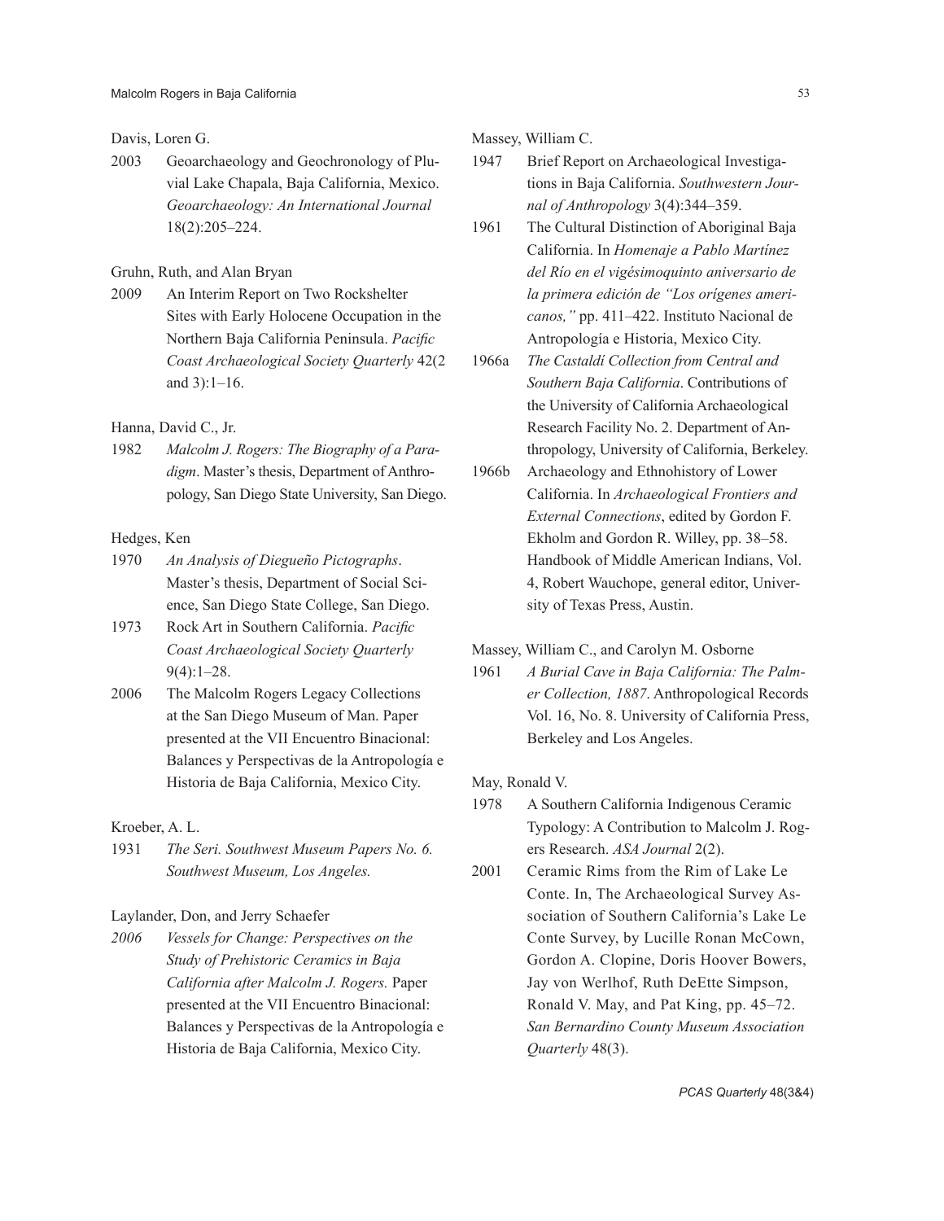Davis, Loren G.

2003 Geoarchaeology and Geochronology of Pluvial Lake Chapala, Baja California, Mexico. *Geoarchaeology: An International Journal* 18(2):205–224.

Gruhn, Ruth, and Alan Bryan

2009 An Interim Report on Two Rockshelter Sites with Early Holocene Occupation in the Northern Baja California Peninsula. *Pacific Coast Archaeological Society Quarterly* 42(2 and 3):1–16.

Hanna, David C., Jr.

1982 *Malcolm J. Rogers: The Biography of a Paradigm*. Master's thesis, Department of Anthropology, San Diego State University, San Diego.

Hedges, Ken

1970 *An Analysis of Diegueño Pictographs*. Master's thesis, Department of Social Science, San Diego State College, San Diego.

1973 Rock Art in Southern California. *Pacific Coast Archaeological Society Quarterly* 9(4):1–28.

2006 The Malcolm Rogers Legacy Collections at the San Diego Museum of Man. Paper presented at the VII Encuentro Binacional: Balances y Perspectivas de la Antropología e Historia de Baja California, Mexico City.

Kroeber, A. L.

1931 *The Seri. Southwest Museum Papers No. 6. Southwest Museum, Los Angeles.*

Laylander, Don, and Jerry Schaefer

*2006* *Vessels for Change: Perspectives on the Study of Prehistoric Ceramics in Baja California after Malcolm J. Rogers.* Paper presented at the VII Encuentro Binacional: Balances y Perspectivas de la Antropología e Historia de Baja California, Mexico City.

Massey, William C.

1947 Brief Report on Archaeological Investigations in Baja California. *Southwestern Journal of Anthropology* 3(4):344–359.

1961 The Cultural Distinction of Aboriginal Baja California. In *Homenaje a Pablo Martínez del Río en el vigésimoquinto aniversario de la primera edición de "Los orígenes americanos,"* pp. 411–422. Instituto Nacional de Antropología e Historia, Mexico City.

1966a *The Castaldí Collection from Central and Southern Baja California*. Contributions of the University of California Archaeological Research Facility No. 2. Department of Anthropology, University of California, Berkeley.

1966b Archaeology and Ethnohistory of Lower California. In *Archaeological Frontiers and External Connections*, edited by Gordon F. Ekholm and Gordon R. Willey, pp. 38–58. Handbook of Middle American Indians, Vol. 4, Robert Wauchope, general editor, University of Texas Press, Austin.

Massey, William C., and Carolyn M. Osborne

1961 *A Burial Cave in Baja California: The Palmer Collection, 1887*. Anthropological Records Vol. 16, No. 8. University of California Press, Berkeley and Los Angeles.

May, Ronald V.

1978 A Southern California Indigenous Ceramic Typology: A Contribution to Malcolm J. Rogers Research. *ASA Journal* 2(2).

2001 Ceramic Rims from the Rim of Lake Le Conte. In, The Archaeological Survey Association of Southern California's Lake Le Conte Survey, by Lucille Ronan McCown, Gordon A. Clopine, Doris Hoover Bowers, Jay von Werlhof, Ruth DeEtte Simpson, Ronald V. May, and Pat King, pp. 45–72. *San Bernardino County Museum Association Quarterly* 48(3).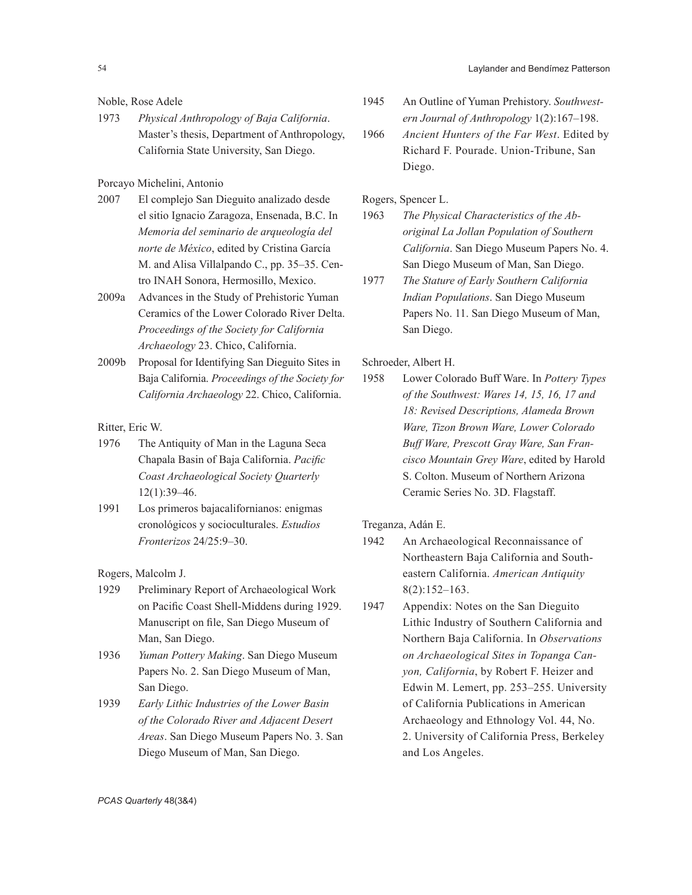Noble, Rose Adele

1973 *Physical Anthropology of Baja California*. Master's thesis, Department of Anthropology, California State University, San Diego.

Porcayo Michelini, Antonio

2007 El complejo San Dieguito analizado desde el sitio Ignacio Zaragoza, Ensenada, B.C. In *Memoria del seminario de arqueología del norte de México*, edited by Cristina García M. and Alisa Villalpando C., pp. 35–35. Centro INAH Sonora, Hermosillo, Mexico.

2009a Advances in the Study of Prehistoric Yuman Ceramics of the Lower Colorado River Delta. *Proceedings of the Society for California Archaeology* 23. Chico, California.

2009b Proposal for Identifying San Dieguito Sites in Baja California. *Proceedings of the Society for California Archaeology* 22. Chico, California.

Ritter, Eric W.

1976 The Antiquity of Man in the Laguna Seca Chapala Basin of Baja California. *Pacific Coast Archaeological Society Quarterly* 12(1):39–46.

1991 Los primeros bajacalifornianos: enigmas cronológicos y socioculturales. *Estudios Fronterizos* 24/25:9–30.

Rogers, Malcolm J.

1929 Preliminary Report of Archaeological Work on Pacific Coast Shell-Middens during 1929. Manuscript on file, San Diego Museum of Man, San Diego.

1936 *Yuman Pottery Making*. San Diego Museum Papers No. 2. San Diego Museum of Man, San Diego.

1939 *Early Lithic Industries of the Lower Basin of the Colorado River and Adjacent Desert Areas*. San Diego Museum Papers No. 3. San Diego Museum of Man, San Diego.

1945 An Outline of Yuman Prehistory. *Southwestern Journal of Anthropology* 1(2):167–198.

1966 *Ancient Hunters of the Far West*. Edited by Richard F. Pourade. Union-Tribune, San Diego.

Rogers, Spencer L.

1963 *The Physical Characteristics of the Aboriginal La Jollan Population of Southern California*. San Diego Museum Papers No. 4. San Diego Museum of Man, San Diego.

1977 *The Stature of Early Southern California Indian Populations*. San Diego Museum Papers No. 11. San Diego Museum of Man, San Diego.

Schroeder, Albert H.

1958 Lower Colorado Buff Ware. In *Pottery Types of the Southwest: Wares 14, 15, 16, 17 and 18: Revised Descriptions, Alameda Brown Ware, Tizon Brown Ware, Lower Colorado Buff Ware, Prescott Gray Ware, San Francisco Mountain Grey Ware*, edited by Harold S. Colton. Museum of Northern Arizona Ceramic Series No. 3D. Flagstaff.

Treganza, Adán E.

1942 An Archaeological Reconnaissance of Northeastern Baja California and Southeastern California. *American Antiquity* 8(2):152–163.

1947 Appendix: Notes on the San Dieguito Lithic Industry of Southern California and Northern Baja California. In *Observations on Archaeological Sites in Topanga Canyon, California*, by Robert F. Heizer and Edwin M. Lemert, pp. 253–255. University of California Publications in American Archaeology and Ethnology Vol. 44, No. 2. University of California Press, Berkeley and Los Angeles.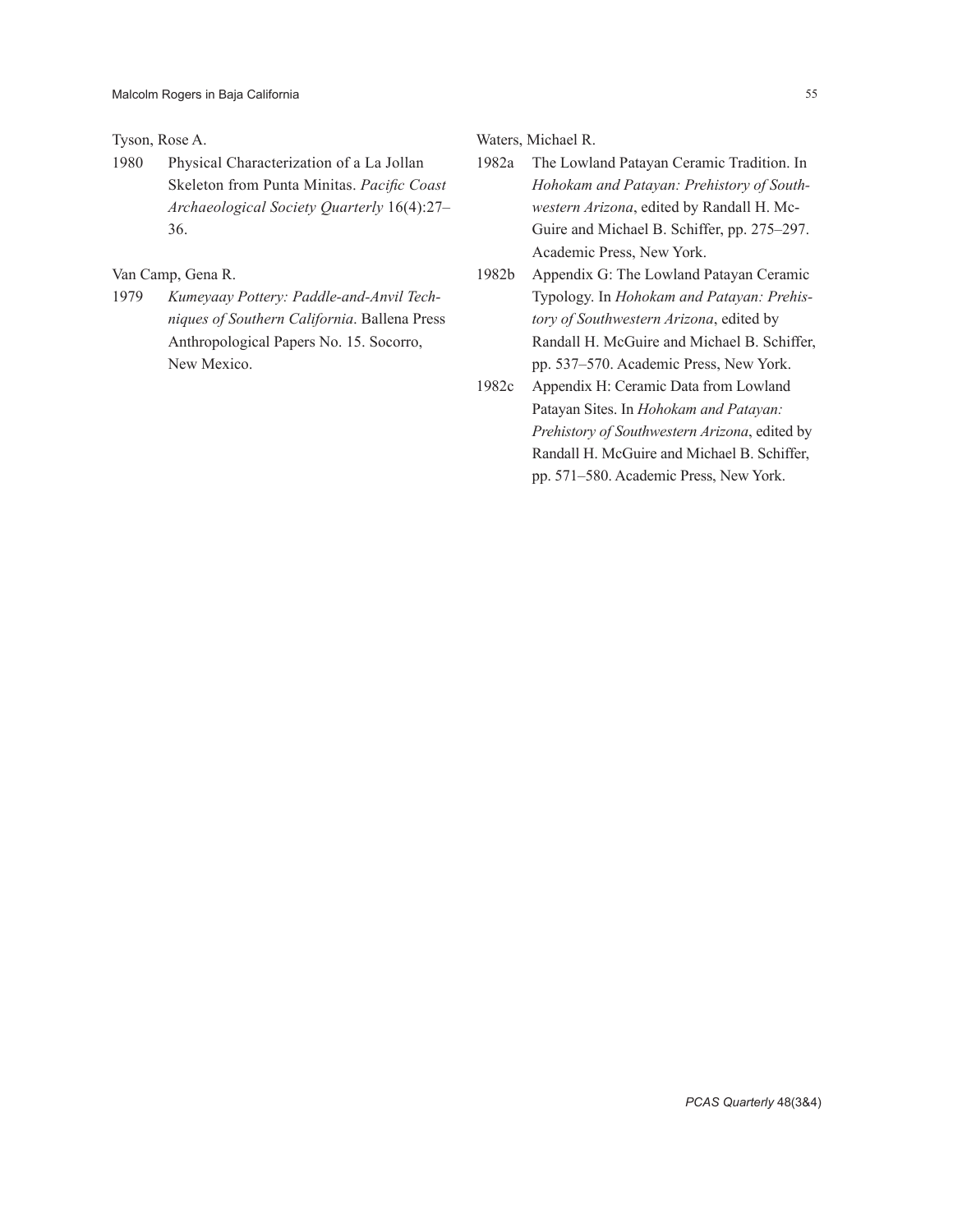Tyson, Rose A.

1980 Physical Characterization of a La Jollan Skeleton from Punta Minitas. *Pacific Coast Archaeological Society Quarterly* 16(4):27–36.

Van Camp, Gena R.

1979 *Kumeyaay Pottery: Paddle-and-Anvil Techniques of Southern California*. Ballena Press Anthropological Papers No. 15. Socorro, New Mexico.

Waters, Michael R.

1982a The Lowland Patayan Ceramic Tradition. In *Hohokam and Patayan: Prehistory of Southwestern Arizona*, edited by Randall H. McGuire and Michael B. Schiffer, pp. 275–297. Academic Press, New York.

1982b Appendix G: The Lowland Patayan Ceramic Typology. In *Hohokam and Patayan: Prehistory of Southwestern Arizona*, edited by Randall H. McGuire and Michael B. Schiffer, pp. 537–570. Academic Press, New York.

1982c Appendix H: Ceramic Data from Lowland Patayan Sites. In *Hohokam and Patayan: Prehistory of Southwestern Arizona*, edited by Randall H. McGuire and Michael B. Schiffer, pp. 571–580. Academic Press, New York.